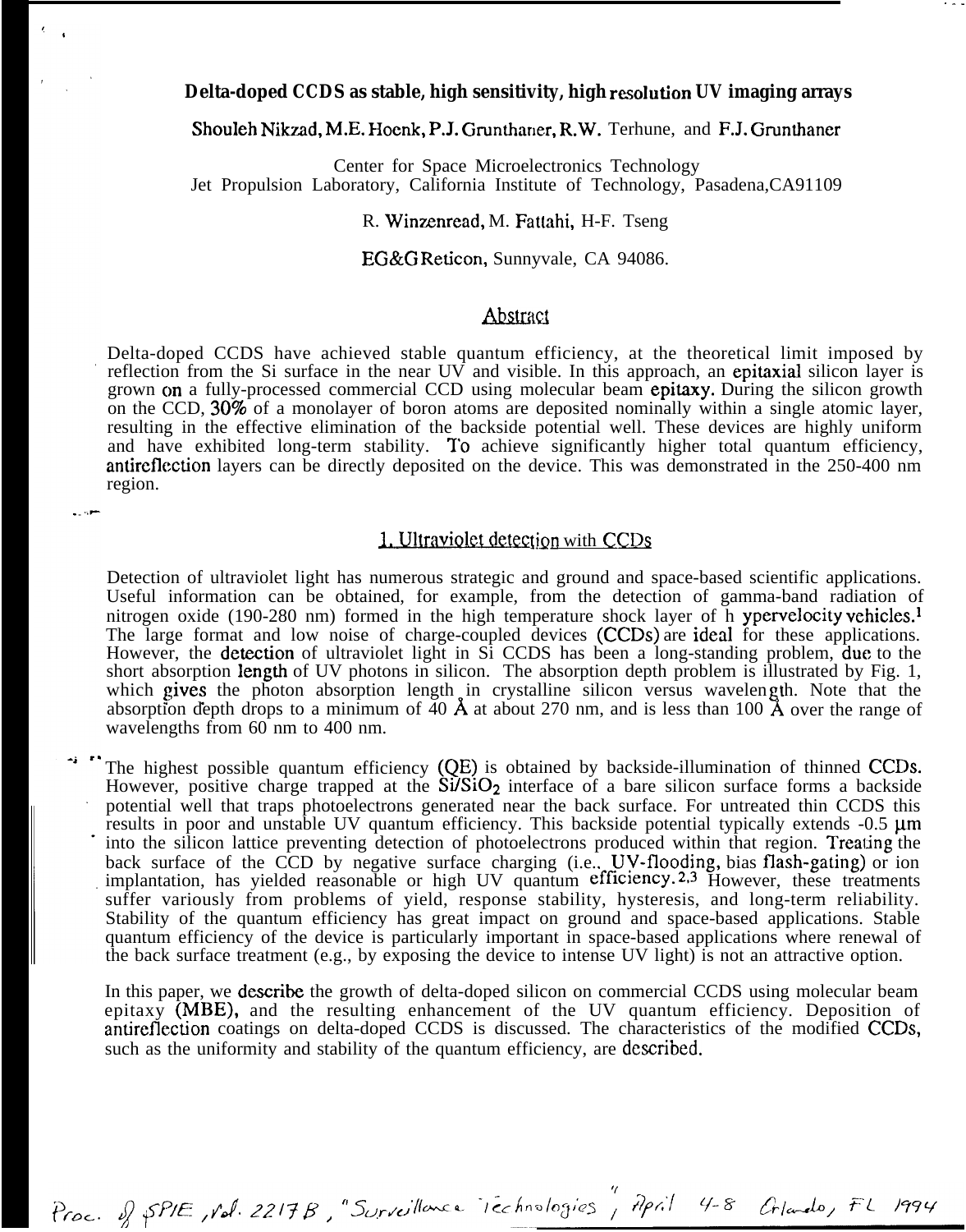# Delta-doped CCDS as stable, high sensitivity, high resolution UV imaging arrays

Shouleh Nikzad, M.E. Hoenk, P.J. Grunthaner, R.W. Terhune, and F.J. Grunthaner

Center for Space Microelectronics Technology
Jet Propulsion Laboratory, California Institute of Technology, Pasadena,CA91109

R. Winzenread, M. Fattahi, H-F. Tseng

EG&G Reticon, Sunnyvale, CA 94086.

## Abstract

Delta-doped CCDS have achieved stable quantum efficiency, at the theoretical limit imposed by reflection from the Si surface in the near UV and visible. In this approach, an epitaxial silicon layer is grown on a fully-processed commercial CCD using molecular beam epitaxy. During the silicon growth on the CCD, 30% of a monolayer of boron atoms are deposited nominally within a single atomic layer, resulting in the effective elimination of the backside potential well. These devices are highly uniform and have exhibited long-term stability. To achieve significantly higher total quantum efficiency, antireflection layers can be directly deposited on the device. This was demonstrated in the 250-400 nm region.

## 1. Ultraviolet detection with CCDs

Detection of ultraviolet light has numerous strategic and ground and space-based scientific applications. Useful information can be obtained, for example, from the detection of gamma-band radiation of nitrogen oxide (190-280 nm) formed in the high temperature shock layer of h ypervelocity vehicles.[1] The large format and low noise of charge-coupled devices (CCDs) are ideal for these applications. However, the detection of ultraviolet light in Si CCDS has been a long-standing problem, due to the short absorption length of UV photons in silicon. The absorption depth problem is illustrated by Fig. 1, which gives the photon absorption length in crystalline silicon versus wavelength. Note that the absorption depth drops to a minimum of 40 Å at about 270 nm, and is less than 100 Å over the range of wavelengths from 60 nm to 400 nm.

The highest possible quantum efficiency (QE) is obtained by backside-illumination of thinned CCDs. However, positive charge trapped at the $Si/SiO_2$ interface of a bare silicon surface forms a backside potential well that traps photoelectrons generated near the back surface. For untreated thin CCDS this results in poor and unstable UV quantum efficiency. This backside potential typically extends -0.5 μm into the silicon lattice preventing detection of photoelectrons produced within that region. Treating the back surface of the CCD by negative surface charging (i.e., UV-flooding, bias flash-gating) or ion implantation, has yielded reasonable or high UV quantum efficiency.[2,3] However, these treatments suffer variously from problems of yield, response stability, hysteresis, and long-term reliability. Stability of the quantum efficiency has great impact on ground and space-based applications. Stable quantum efficiency of the device is particularly important in space-based applications where renewal of the back surface treatment (e.g., by exposing the device to intense UV light) is not an attractive option.

In this paper, we describe the growth of delta-doped silicon on commercial CCDS using molecular beam epitaxy (MBE), and the resulting enhancement of the UV quantum efficiency. Deposition of antireflection coatings on delta-doped CCDS is discussed. The characteristics of the modified CCDs, such as the uniformity and stability of the quantum efficiency, are described.

Proc. of SPIE, Vol. 2217B, "Surveillance Technologies", April 4-8 Orlando, FL 1994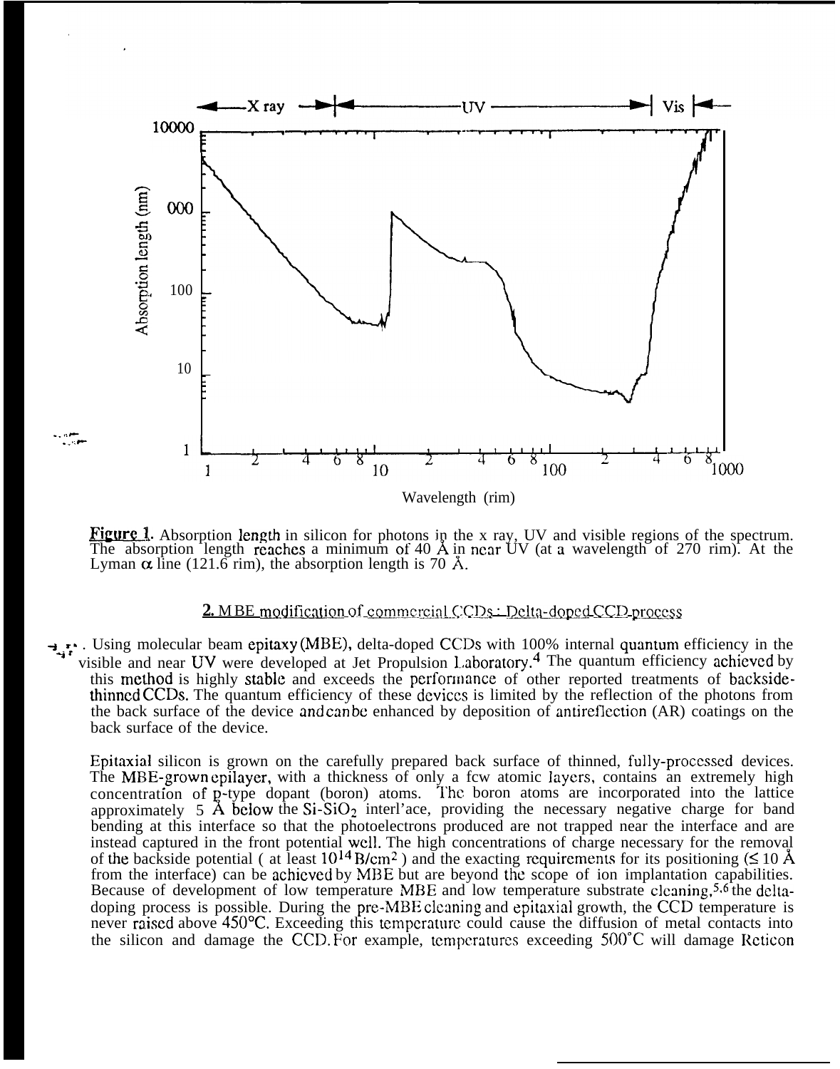Figure 1. Absorption length in silicon for photons in the x ray, UV and visible regions of the spectrum. The absorption length reaches a minimum of 40 Å in near UV (at a wavelength of 270 nm). At the Lyman α line (121.6 nm), the absorption length is 70 Å.

## 2. MBE modification of commercial CCDs: Delta-doped CCD process

Using molecular beam epitaxy (MBE), delta-doped CCDs with 100% internal quantum efficiency in the visible and near UV were developed at Jet Propulsion Laboratory.[4] The quantum efficiency achieved by this method is highly stable and exceeds the performance of other reported treatments of backside-thinned CCDs. The quantum efficiency of these devices is limited by the reflection of the photons from the back surface of the device and can be enhanced by deposition of antireflection (AR) coatings on the back surface of the device.

Epitaxial silicon is grown on the carefully prepared back surface of thinned, fully-processed devices. The MBE-grown epilayer, with a thickness of only a few atomic layers, contains an extremely high concentration of p-type dopant (boron) atoms. The boron atoms are incorporated into the lattice approximately 5 Å below the $Si$-$SiO_2$ interface, providing the necessary negative charge for band bending at this interface so that the photoelectrons produced are not trapped near the interface and are instead captured in the front potential well. The high concentrations of charge necessary for the removal of the backside potential ( at least $10^{14}$ B/cm$^2$ ) and the exacting requirements for its positioning ($\leq$ 10 Å from the interface) can be achieved by MBE but are beyond the scope of ion implantation capabilities. Because of development of low temperature MBE and low temperature substrate cleaning,[5,6] the delta-doping process is possible. During the pre-MBE cleaning and epitaxial growth, the CCD temperature is never raised above 450°C. Exceeding this temperature could cause the diffusion of metal contacts into the silicon and damage the CCD. For example, temperatures exceeding 500°C will damage Reticon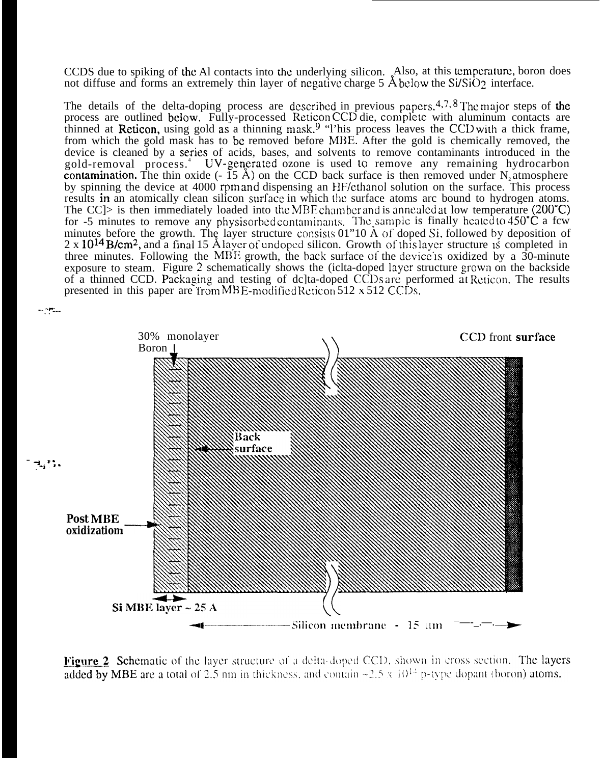CCDS due to spiking of the Al contacts into the underlying silicon. Also, at this temperature, boron does not diffuse and forms an extremely thin layer of negative charge 5 Å below the $Si/SiO_2$ interface.

The details of the delta-doping process are described in previous papers.[4,7,8] The major steps of the process are outlined below. Fully-processed Reticon CCD die, complete with aluminum contacts are thinned at Reticon, using gold as a thinning mask.[9] "This process leaves the CCD with a thick frame, from which the gold mask has to be removed before MBE. After the gold is chemically removed, the device is cleaned by a series of acids, bases, and solvents to remove contaminants introduced in the gold-removal process.[4] UV-generated ozone is used to remove any remaining hydrocarbon contamination. The thin oxide (~ 15 Å) on the CCD back surface is then removed under $N_2$ atmosphere by spinning the device at 4000 rpm and dispensing an HF/ethanol solution on the surface. This process results in an atomically clean silicon surface in which the surface atoms are bound to hydrogen atoms. The CCD is then immediately loaded into the MBE chamber and is annealed at low temperature (200°C) for ~5 minutes to remove any physisorbed contaminants. The sample is finally heated to 450°C a few minutes before the growth. The layer structure consists of ~10 Å of doped Si, followed by deposition of $2 \times 10^{14}$ B/cm$^2$, and a final 15 Å layer of undoped silicon. Growth of this layer structure is completed in three minutes. Following the MBE growth, the back surface of the device is oxidized by a 30-minute exposure to steam. Figure 2 schematically shows the delta-doped layer structure grown on the backside of a thinned CCD. Packaging and testing of delta-doped CCDs are performed at Reticon. The results presented in this paper are from MBE-modified Reticon 512 x 512 CCDs.

30% monolayer Boron

CCD front surface

Back surface

Post MBE oxidizatiom

Si MBE layer ~ 25 A

Silicon membrane - 15 µm

**Figure 2** Schematic of the layer structure of a delta-doped CCD, shown in cross section. The layers added by MBE are a total of 2.5 nm in thickness, and contain ~$2.5 \times 10^{14}$ p-type dopant (boron) atoms.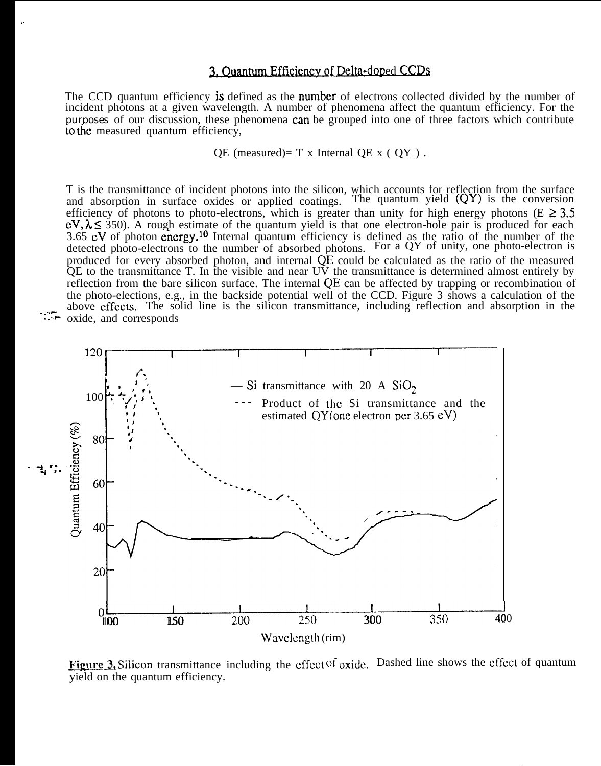## 3. Quantum Efficiency of Delta-doped CCDs

The CCD quantum efficiency is defined as the number of electrons collected divided by the number of incident photons at a given wavelength. A number of phenomena affect the quantum efficiency. For the purposes of our discussion, these phenomena can be grouped into one of three factors which contribute to the measured quantum efficiency,

$$\text{QE (measured)} = \text{T} \times \text{Internal QE} \times (\text{QY}) .$$

T is the transmittance of incident photons into the silicon, which accounts for reflection from the surface and absorption in surface oxides or applied coatings. The quantum yield (QY) is the conversion efficiency of photons to photo-electrons, which is greater than unity for high energy photons ($E \geq 3.5$ eV, $\lambda \leq 350$). A rough estimate of the quantum yield is that one electron-hole pair is produced for each 3.65 eV of photon energy.[10] Internal quantum efficiency is defined as the ratio of the number of the detected photo-electrons to the number of absorbed photons. For a QY of unity, one photo-electron is produced for every absorbed photon, and internal QE could be calculated as the ratio of the measured QE to the transmittance T. In the visible and near UV the transmittance is determined almost entirely by reflection from the bare silicon surface. The internal QE can be affected by trapping or recombination of the photo-elections, e.g., in the backside potential well of the CCD. Figure 3 shows a calculation of the above effects. The solid line is the silicon transmittance, including reflection and absorption in the oxide, and corresponds

**Figure 3.** Silicon transmittance including the effect of oxide. Dashed line shows the effect of quantum yield on the quantum efficiency.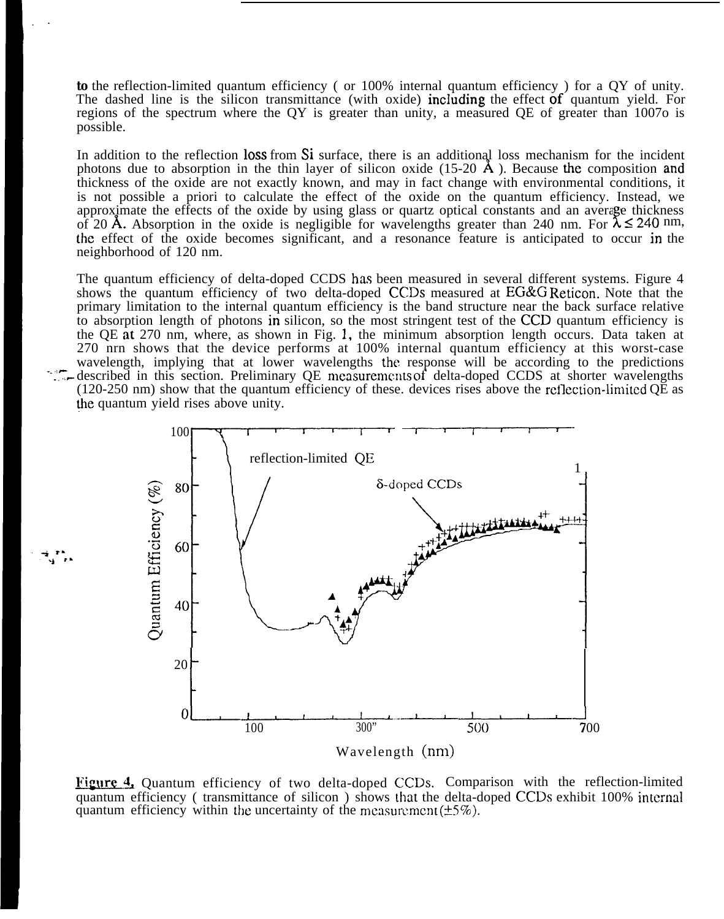to the reflection-limited quantum efficiency ( or 100% internal quantum efficiency ) for a QY of unity. The dashed line is the silicon transmittance (with oxide) including the effect of quantum yield. For regions of the spectrum where the QY is greater than unity, a measured QE of greater than 1007o is possible.

In addition to the reflection loss from Si surface, there is an additional loss mechanism for the incident photons due to absorption in the thin layer of silicon oxide (15-20 Å ). Because the composition and thickness of the oxide are not exactly known, and may in fact change with environmental conditions, it is not possible a priori to calculate the effect of the oxide on the quantum efficiency. Instead, we approximate the effects of the oxide by using glass or quartz optical constants and an average thickness of 20 Å. Absorption in the oxide is negligible for wavelengths greater than 240 nm. For $\lambda \leq 240$ nm, the effect of the oxide becomes significant, and a resonance feature is anticipated to occur in the neighborhood of 120 nm.

The quantum efficiency of delta-doped CCDS has been measured in several different systems. Figure 4 shows the quantum efficiency of two delta-doped CCDs measured at EG&G Reticon. Note that the primary limitation to the internal quantum efficiency is the band structure near the back surface relative to absorption length of photons in silicon, so the most stringent test of the CCD quantum efficiency is the QE at 270 nm, where, as shown in Fig. 1, the minimum absorption length occurs. Data taken at 270 nrn shows that the device performs at 100% internal quantum efficiency at this worst-case wavelength, implying that at lower wavelengths the response will be according to the predictions described in this section. Preliminary QE measurements of delta-doped CCDS at shorter wavelengths (120-250 nm) show that the quantum efficiency of these. devices rises above the reflection-limited QE as the quantum yield rises above unity.

Figure 4. Quantum efficiency of two delta-doped CCDs. Comparison with the reflection-limited quantum efficiency ( transmittance of silicon ) shows that the delta-doped CCDs exhibit 100% internal quantum efficiency within the uncertainty of the measurement (±5%).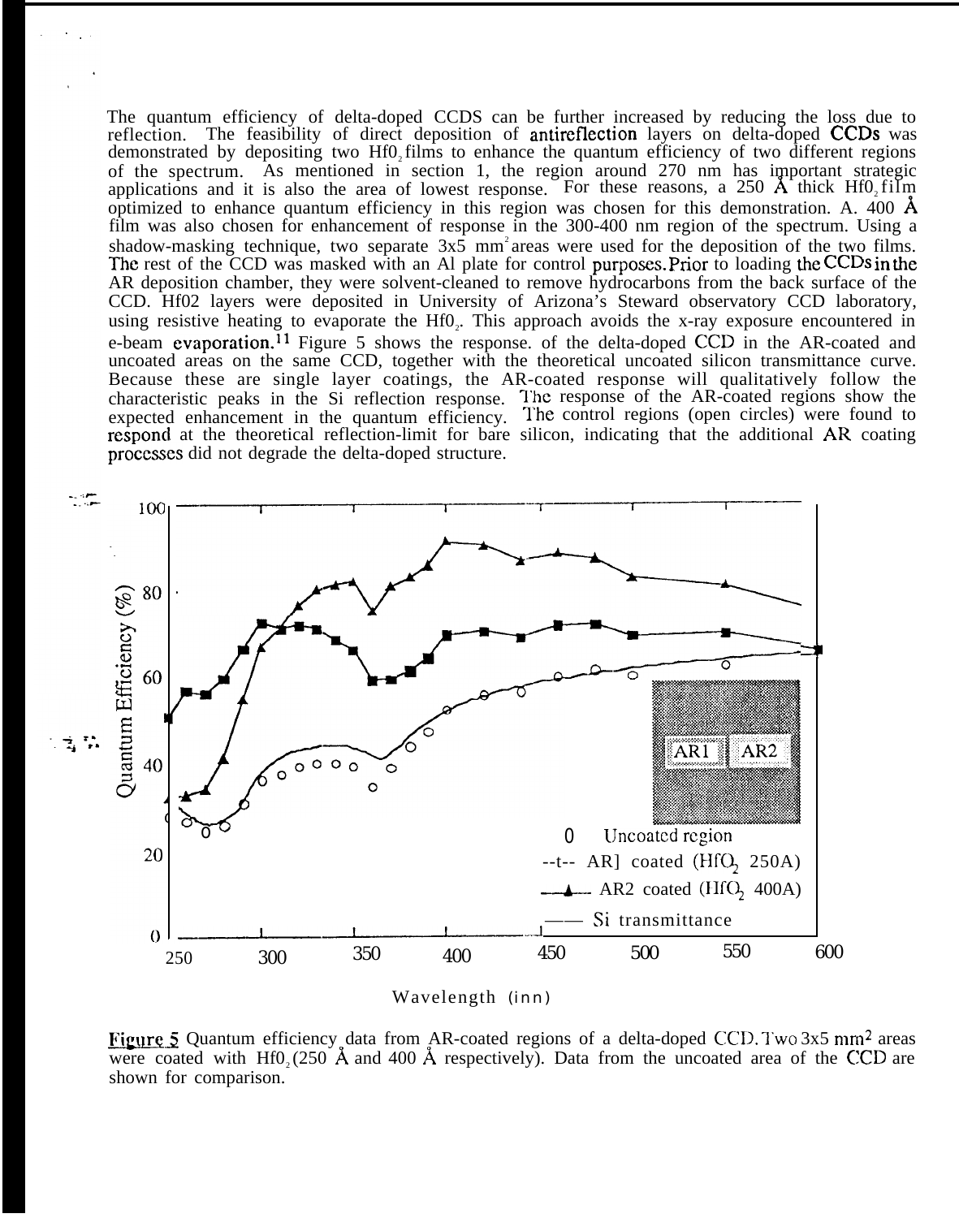The quantum efficiency of delta-doped CCDS can be further increased by reducing the loss due to reflection. The feasibility of direct deposition of antireflection layers on delta-doped CCDs was demonstrated by depositing two $HfO_2$ films to enhance the quantum efficiency of two different regions of the spectrum. As mentioned in section 1, the region around 270 nm has important strategic applications and it is also the area of lowest response. For these reasons, a 250 Å thick $HfO_2$ film optimized to enhance quantum efficiency in this region was chosen for this demonstration. A. 400 Å film was also chosen for enhancement of response in the 300-400 nm region of the spectrum. Using a shadow-masking technique, two separate 3x5 $mm^2$ areas were used for the deposition of the two films. The rest of the CCD was masked with an Al plate for control purposes. Prior to loading the CCDs in the AR deposition chamber, they were solvent-cleaned to remove hydrocarbons from the back surface of the CCD. $HfO_2$ layers were deposited in University of Arizona's Steward observatory CCD laboratory, using resistive heating to evaporate the $HfO_2$. This approach avoids the x-ray exposure encountered in e-beam evaporation.[11] Figure 5 shows the response. of the delta-doped CCD in the AR-coated and uncoated areas on the same CCD, together with the theoretical uncoated silicon transmittance curve. Because these are single layer coatings, the AR-coated response will qualitatively follow the characteristic peaks in the Si reflection response. The response of the AR-coated regions show the expected enhancement in the quantum efficiency. The control regions (open circles) were found to respond at the theoretical reflection-limit for bare silicon, indicating that the additional AR coating processes did not degrade the delta-doped structure.

**Figure 5** Quantum efficiency data from AR-coated regions of a delta-doped CCD. Two 3x5 $mm^2$ areas were coated with $HfO_2$ (250 Å and 400 Å respectively). Data from the uncoated area of the CCD are shown for comparison.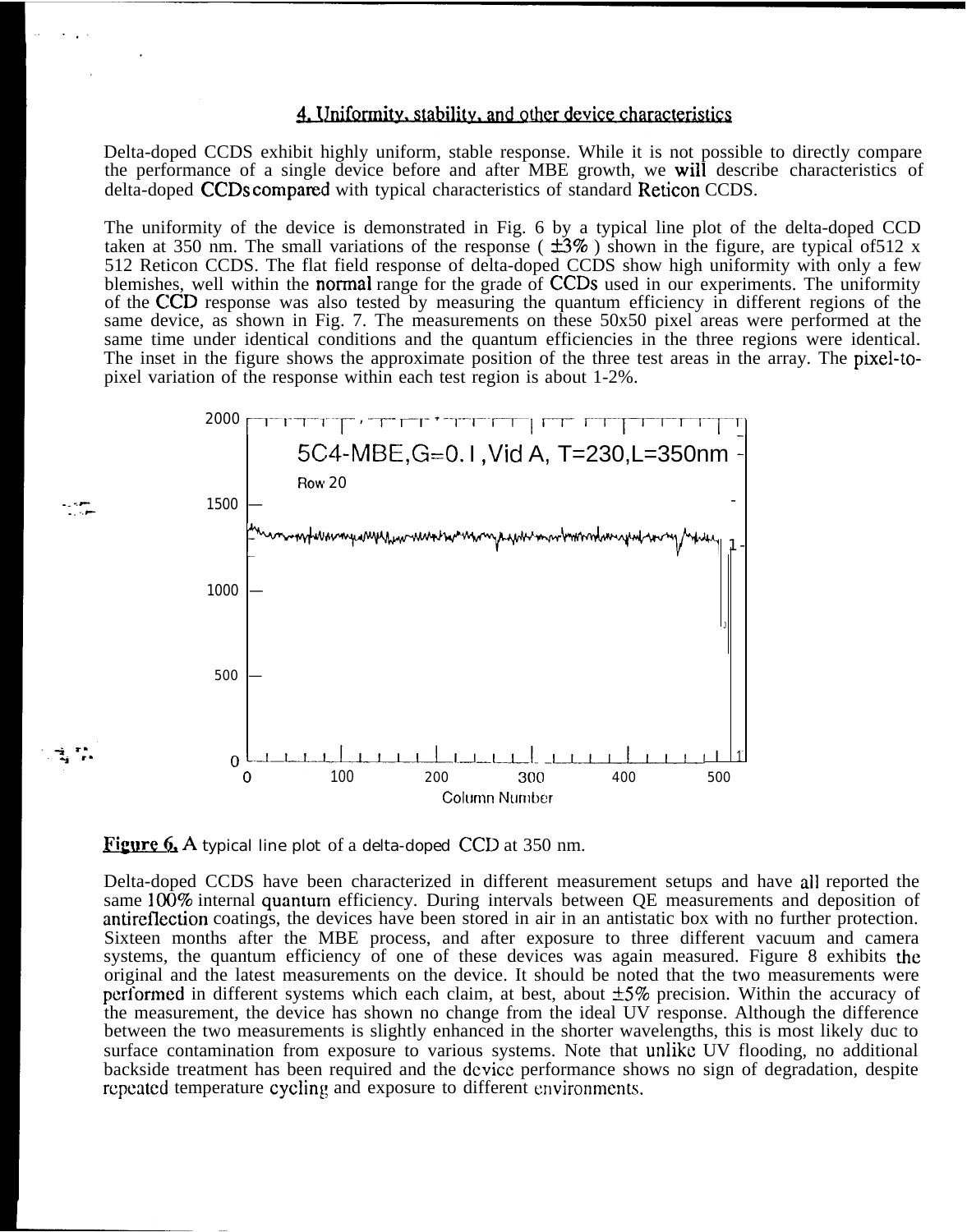## 4. Uniformity, stability, and other device characteristics

Delta-doped CCDS exhibit highly uniform, stable response. While it is not possible to directly compare the performance of a single device before and after MBE growth, we will describe characteristics of delta-doped CCDs compared with typical characteristics of standard Reticon CCDS.

The uniformity of the device is demonstrated in Fig. 6 by a typical line plot of the delta-doped CCD taken at 350 nm. The small variations of the response ( $\pm 3\%$ ) shown in the figure, are typical of512 x 512 Reticon CCDS. The flat field response of delta-doped CCDS show high uniformity with only a few blemishes, well within the normal range for the grade of CCDs used in our experiments. The uniformity of the CCD response was also tested by measuring the quantum efficiency in different regions of the same device, as shown in Fig. 7. The measurements on these 50x50 pixel areas were performed at the same time under identical conditions and the quantum efficiencies in the three regions were identical. The inset in the figure shows the approximate position of the three test areas in the array. The pixel-to-pixel variation of the response within each test region is about 1-2%.

**Figure 6.** A typical line plot of a delta-doped CCD at 350 nm.

Delta-doped CCDS have been characterized in different measurement setups and have all reported the same 100% internal quantum efficiency. During intervals between QE measurements and deposition of antireflection coatings, the devices have been stored in air in an antistatic box with no further protection. Sixteen months after the MBE process, and after exposure to three different vacuum and camera systems, the quantum efficiency of one of these devices was again measured. Figure 8 exhibits the original and the latest measurements on the device. It should be noted that the two measurements were performed in different systems which each claim, at best, about $\pm 5\%$ precision. Within the accuracy of the measurement, the device has shown no change from the ideal UV response. Although the difference between the two measurements is slightly enhanced in the shorter wavelengths, this is most likely due to surface contamination from exposure to various systems. Note that unlike UV flooding, no additional backside treatment has been required and the device performance shows no sign of degradation, despite repeated temperature cycling and exposure to different environments.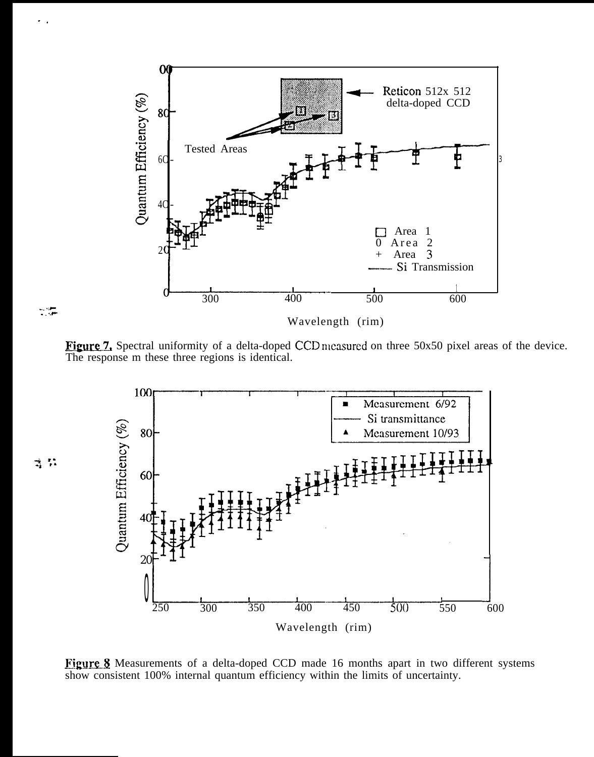**Figure 7.** Spectral uniformity of a delta-doped CCD measured on three 50x50 pixel areas of the device. The response m these three regions is identical.

**Figure 8** Measurements of a delta-doped CCD made 16 months apart in two different systems show consistent 100% internal quantum efficiency within the limits of uncertainty.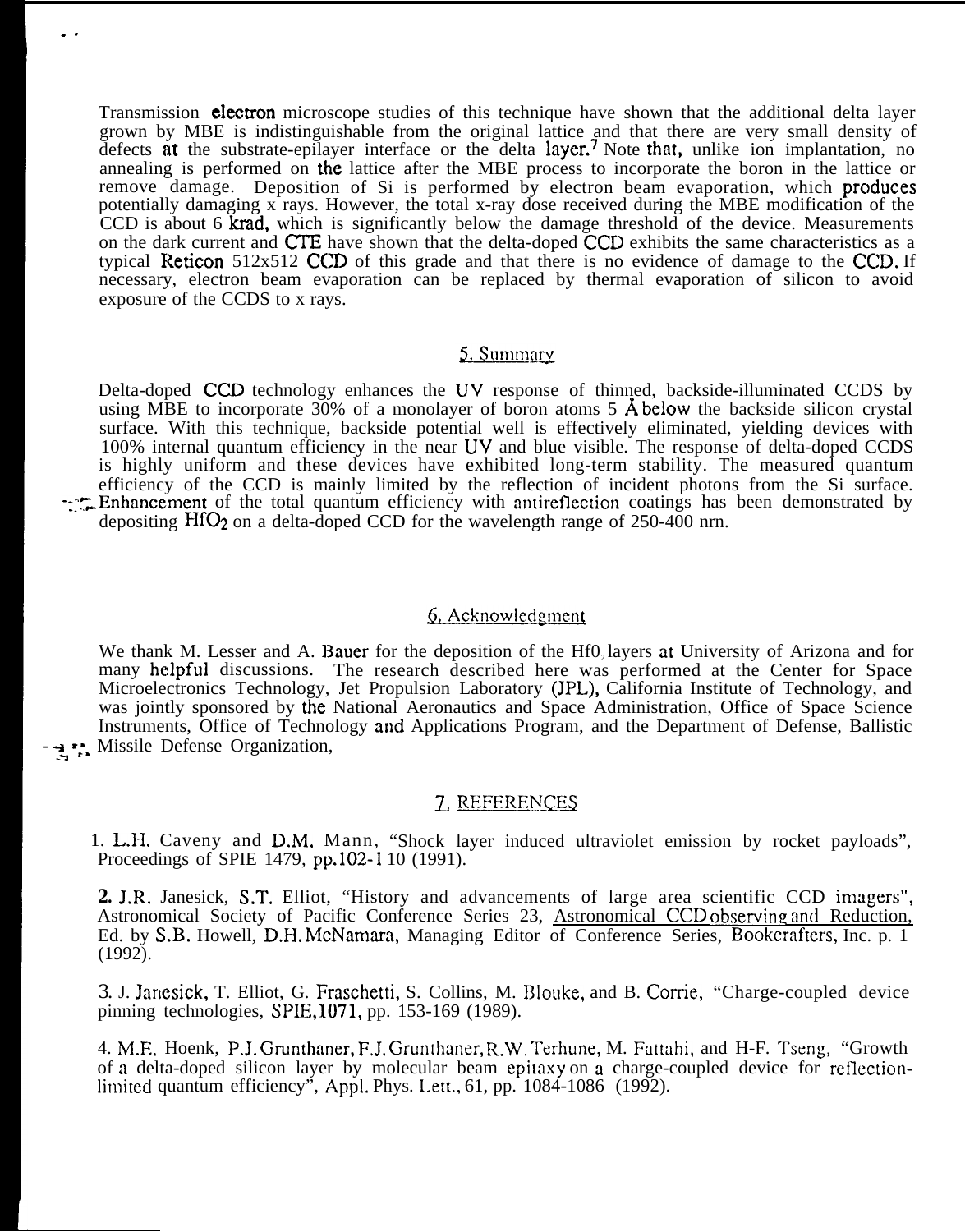Transmission electron microscope studies of this technique have shown that the additional delta layer grown by MBE is indistinguishable from the original lattice and that there are very small density of defects at the substrate-epilayer interface or the delta layer.[7] Note that, unlike ion implantation, no annealing is performed on the lattice after the MBE process to incorporate the boron in the lattice or remove damage. Deposition of Si is performed by electron beam evaporation, which produces potentially damaging x rays. However, the total x-ray dose received during the MBE modification of the CCD is about 6 krad, which is significantly below the damage threshold of the device. Measurements on the dark current and CTE have shown that the delta-doped CCD exhibits the same characteristics as a typical Reticon 512x512 CCD of this grade and that there is no evidence of damage to the CCD. If necessary, electron beam evaporation can be replaced by thermal evaporation of silicon to avoid exposure of the CCDS to x rays.

## 5. Summary

Delta-doped CCD technology enhances the UV response of thinned, backside-illuminated CCDS by using MBE to incorporate 30% of a monolayer of boron atoms 5 Å below the backside silicon crystal surface. With this technique, backside potential well is effectively eliminated, yielding devices with 100% internal quantum efficiency in the near UV and blue visible. The response of delta-doped CCDS is highly uniform and these devices have exhibited long-term stability. The measured quantum efficiency of the CCD is mainly limited by the reflection of incident photons from the Si surface. Enhancement of the total quantum efficiency with antireflection coatings has been demonstrated by depositing $HfO_2$ on a delta-doped CCD for the wavelength range of 250-400 nrn.

## 6. Acknowledgment

We thank M. Lesser and A. Bauer for the deposition of the $HfO_2$ layers at University of Arizona and for many helpful discussions. The research described here was performed at the Center for Space Microelectronics Technology, Jet Propulsion Laboratory (JPL), California Institute of Technology, and was jointly sponsored by the National Aeronautics and Space Administration, Office of Space Science Instruments, Office of Technology and Applications Program, and the Department of Defense, Ballistic Missile Defense Organization,

## 7. REFERENCES

1. L.H. Caveny and D.M. Mann, "Shock layer induced ultraviolet emission by rocket payloads", Proceedings of SPIE 1479, pp.102-1 10 (1991).

2. J.R. Janesick, S.T. Elliot, "History and advancements of large area scientific CCD imagers", Astronomical Society of Pacific Conference Series 23, Astronomical CCD observing and Reduction, Ed. by S.B. Howell, D.H. McNamara, Managing Editor of Conference Series, Bookcrafters, Inc. p. 1 (1992).

3. J. Janesick, T. Elliot, G. Fraschetti, S. Collins, M. Blouke, and B. Corrie, "Charge-coupled device pinning technologies, SPIE, 1071, pp. 153-169 (1989).

4. M.E. Hoenk, P.J. Grunthaner, F.J. Grunthaner, R.W. Terhune, M. Fattahi, and H-F. Tseng, "Growth of a delta-doped silicon layer by molecular beam epitaxy on a charge-coupled device for reflection-limited quantum efficiency", Appl. Phys. Lett., 61, pp. 1084-1086 (1992).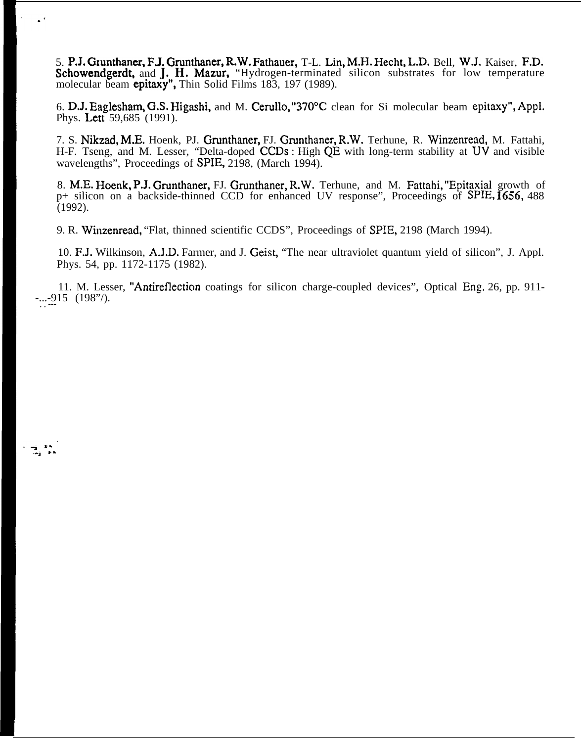5. P.J. Grunthaner, F.J. Grunthaner, R.W. Fathauer, T-L. Lin, M.H. Hecht, L.D. Bell, W.J. Kaiser, F.D. Schowendgerdt, and J. H. Mazur, "Hydrogen-terminated silicon substrates for low temperature molecular beam epitaxy", Thin Solid Films 183, 197 (1989).

6. D.J. Eaglesham, G.S. Higashi, and M. Cerullo, "370°C clean for Si molecular beam epitaxy", Appl. Phys. Lett 59,685 (1991).

7. S. Nikzad, M.E. Hoenk, PJ. Grunthaner, FJ. Grunthaner, R.W. Terhune, R. Winzenread, M. Fattahi, H-F. Tseng, and M. Lesser, "Delta-doped CCDs : High QE with long-term stability at UV and visible wavelengths", Proceedings of SPIE, 2198, (March 1994).

8. M.E. Hoenk, P.J. Grunthaner, FJ. Grunthaner, R.W. Terhune, and M. Fattahi, "Epitaxial growth of p+ silicon on a backside-thinned CCD for enhanced UV response", Proceedings of SPIE, 1656, 488 (1992).

9. R. Winzenread, "Flat, thinned scientific CCDS", Proceedings of SPIE, 2198 (March 1994).

10. F.J. Wilkinson, A.J.D. Farmer, and J. Geist, "The near ultraviolet quantum yield of silicon", J. Appl. Phys. 54, pp. 1172-1175 (1982).

11. M. Lesser, "Antireflection coatings for silicon charge-coupled devices", Optical Eng. 26, pp. 911-915 (198"/).